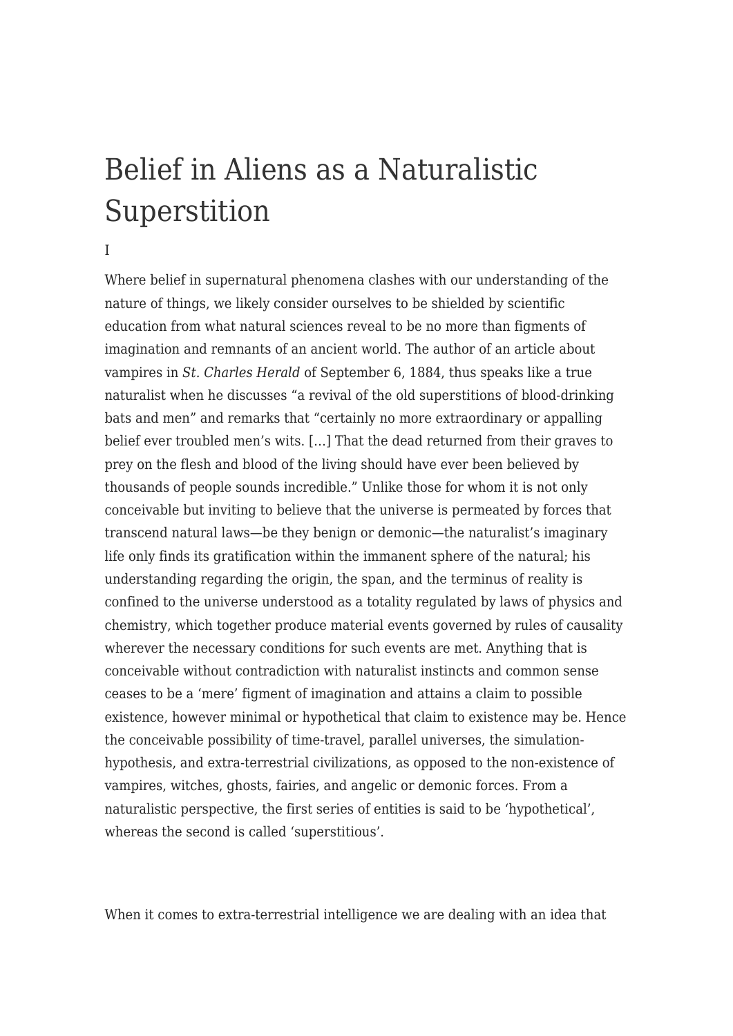# Belief in Aliens as a Naturalistic Superstition

I

Where belief in supernatural phenomena clashes with our understanding of the nature of things, we likely consider ourselves to be shielded by scientific education from what natural sciences reveal to be no more than figments of imagination and remnants of an ancient world. The author of an article about vampires in *St. Charles Herald* of September 6, 1884, thus speaks like a true naturalist when he discusses "a revival of the old superstitions of blood-drinking bats and men" and remarks that "certainly no more extraordinary or appalling belief ever troubled men's wits. […] That the dead returned from their graves to prey on the flesh and blood of the living should have ever been believed by thousands of people sounds incredible." Unlike those for whom it is not only conceivable but inviting to believe that the universe is permeated by forces that transcend natural laws—be they benign or demonic—the naturalist's imaginary life only finds its gratification within the immanent sphere of the natural; his understanding regarding the origin, the span, and the terminus of reality is confined to the universe understood as a totality regulated by laws of physics and chemistry, which together produce material events governed by rules of causality wherever the necessary conditions for such events are met. Anything that is conceivable without contradiction with naturalist instincts and common sense ceases to be a 'mere' figment of imagination and attains a claim to possible existence, however minimal or hypothetical that claim to existence may be. Hence the conceivable possibility of time-travel, parallel universes, the simulation-hypothesis, and extra-terrestrial civilizations, as opposed to the non-existence of vampires, witches, ghosts, fairies, and angelic or demonic forces. From a naturalistic perspective, the first series of entities is said to be 'hypothetical', whereas the second is called 'superstitious'.

When it comes to extra-terrestrial intelligence we are dealing with an idea that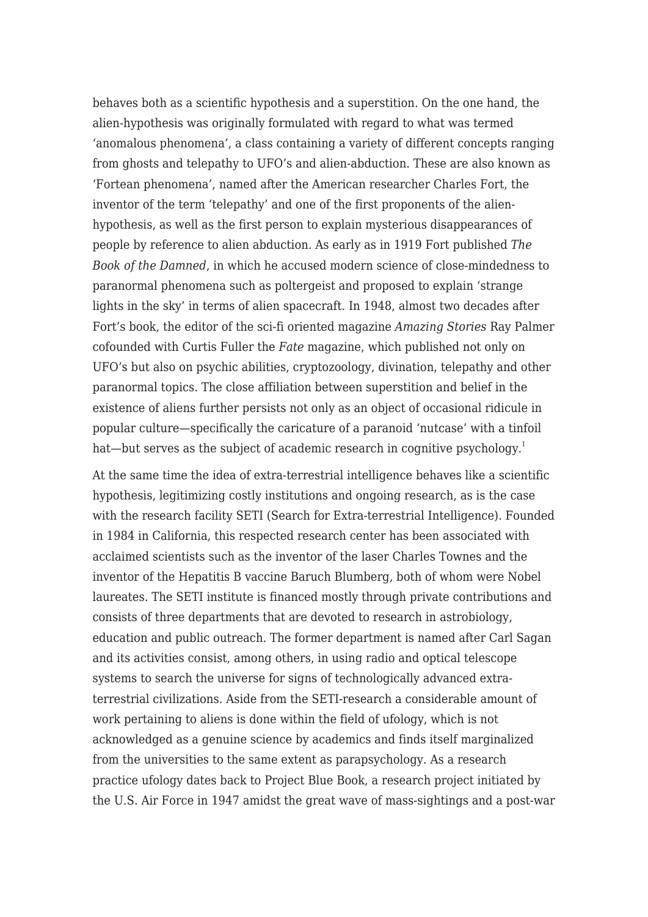behaves both as a scientific hypothesis and a superstition. On the one hand, the alien-hypothesis was originally formulated with regard to what was termed 'anomalous phenomena', a class containing a variety of different concepts ranging from ghosts and telepathy to UFO's and alien-abduction. These are also known as 'Fortean phenomena', named after the American researcher Charles Fort, the inventor of the term 'telepathy' and one of the first proponents of the alien-hypothesis, as well as the first person to explain mysterious disappearances of people by reference to alien abduction. As early as in 1919 Fort published *The Book of the Damned*, in which he accused modern science of close-mindedness to paranormal phenomena such as poltergeist and proposed to explain 'strange lights in the sky' in terms of alien spacecraft. In 1948, almost two decades after Fort's book, the editor of the sci-fi oriented magazine *Amazing Stories* Ray Palmer cofounded with Curtis Fuller the *Fate* magazine, which published not only on UFO's but also on psychic abilities, cryptozoology, divination, telepathy and other paranormal topics. The close affiliation between superstition and belief in the existence of aliens further persists not only as an object of occasional ridicule in popular culture—specifically the caricature of a paranoid 'nutcase' with a tinfoil hat—but serves as the subject of academic research in cognitive psychology.[1]

At the same time the idea of extra-terrestrial intelligence behaves like a scientific hypothesis, legitimizing costly institutions and ongoing research, as is the case with the research facility SETI (Search for Extra-terrestrial Intelligence). Founded in 1984 in California, this respected research center has been associated with acclaimed scientists such as the inventor of the laser Charles Townes and the inventor of the Hepatitis B vaccine Baruch Blumberg, both of whom were Nobel laureates. The SETI institute is financed mostly through private contributions and consists of three departments that are devoted to research in astrobiology, education and public outreach. The former department is named after Carl Sagan and its activities consist, among others, in using radio and optical telescope systems to search the universe for signs of technologically advanced extra-terrestrial civilizations. Aside from the SETI-research a considerable amount of work pertaining to aliens is done within the field of ufology, which is not acknowledged as a genuine science by academics and finds itself marginalized from the universities to the same extent as parapsychology. As a research practice ufology dates back to Project Blue Book, a research project initiated by the U.S. Air Force in 1947 amidst the great wave of mass-sightings and a post-war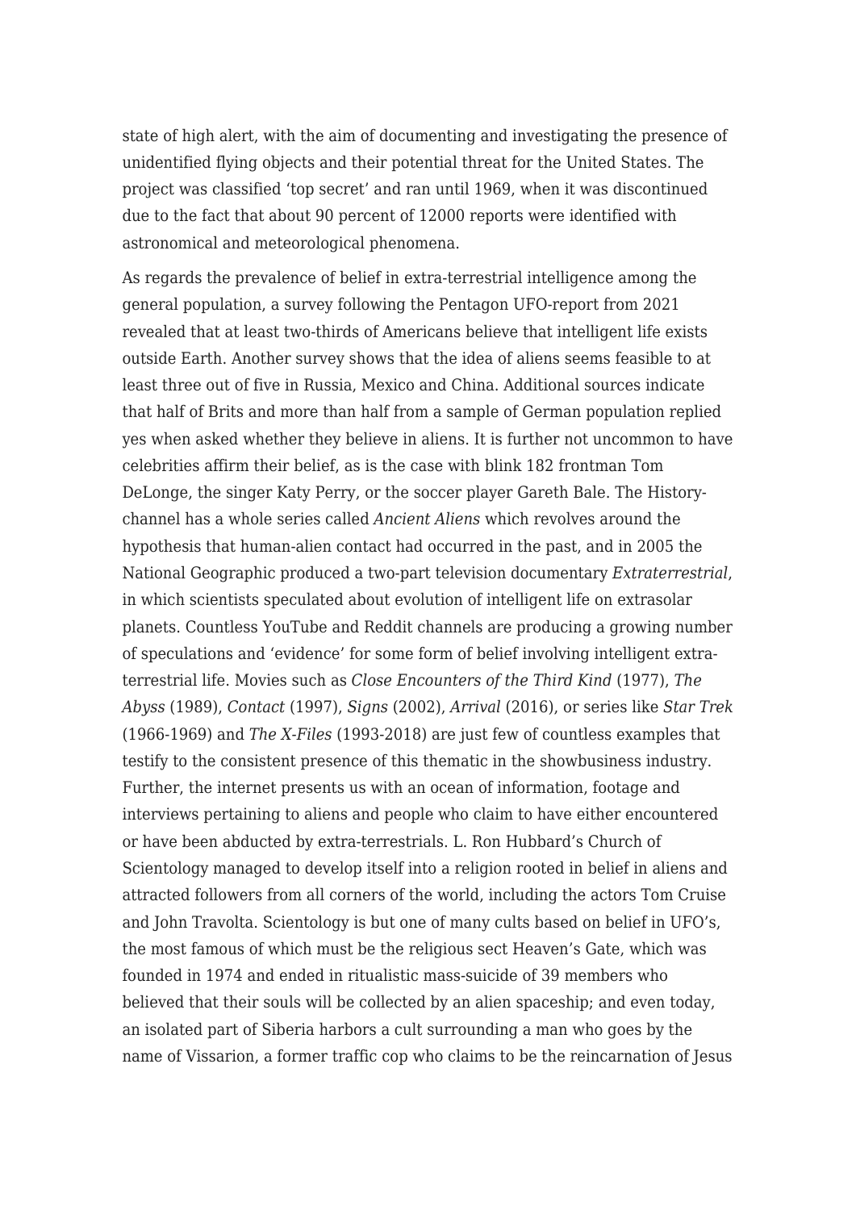state of high alert, with the aim of documenting and investigating the presence of unidentified flying objects and their potential threat for the United States. The project was classified 'top secret' and ran until 1969, when it was discontinued due to the fact that about 90 percent of 12000 reports were identified with astronomical and meteorological phenomena.

As regards the prevalence of belief in extra-terrestrial intelligence among the general population, a survey following the Pentagon UFO-report from 2021 revealed that at least two-thirds of Americans believe that intelligent life exists outside Earth. Another survey shows that the idea of aliens seems feasible to at least three out of five in Russia, Mexico and China. Additional sources indicate that half of Brits and more than half from a sample of German population replied yes when asked whether they believe in aliens. It is further not uncommon to have celebrities affirm their belief, as is the case with blink 182 frontman Tom DeLonge, the singer Katy Perry, or the soccer player Gareth Bale. The History-channel has a whole series called *Ancient Aliens* which revolves around the hypothesis that human-alien contact had occurred in the past, and in 2005 the National Geographic produced a two-part television documentary *Extraterrestrial*, in which scientists speculated about evolution of intelligent life on extrasolar planets. Countless YouTube and Reddit channels are producing a growing number of speculations and 'evidence' for some form of belief involving intelligent extra-terrestrial life. Movies such as *Close Encounters of the Third Kind* (1977), *The Abyss* (1989), *Contact* (1997), *Signs* (2002), *Arrival* (2016), or series like *Star Trek* (1966-1969) and *The X-Files* (1993-2018) are just few of countless examples that testify to the consistent presence of this thematic in the showbusiness industry. Further, the internet presents us with an ocean of information, footage and interviews pertaining to aliens and people who claim to have either encountered or have been abducted by extra-terrestrials. L. Ron Hubbard's Church of Scientology managed to develop itself into a religion rooted in belief in aliens and attracted followers from all corners of the world, including the actors Tom Cruise and John Travolta. Scientology is but one of many cults based on belief in UFO's, the most famous of which must be the religious sect Heaven's Gate, which was founded in 1974 and ended in ritualistic mass-suicide of 39 members who believed that their souls will be collected by an alien spaceship; and even today, an isolated part of Siberia harbors a cult surrounding a man who goes by the name of Vissarion, a former traffic cop who claims to be the reincarnation of Jesus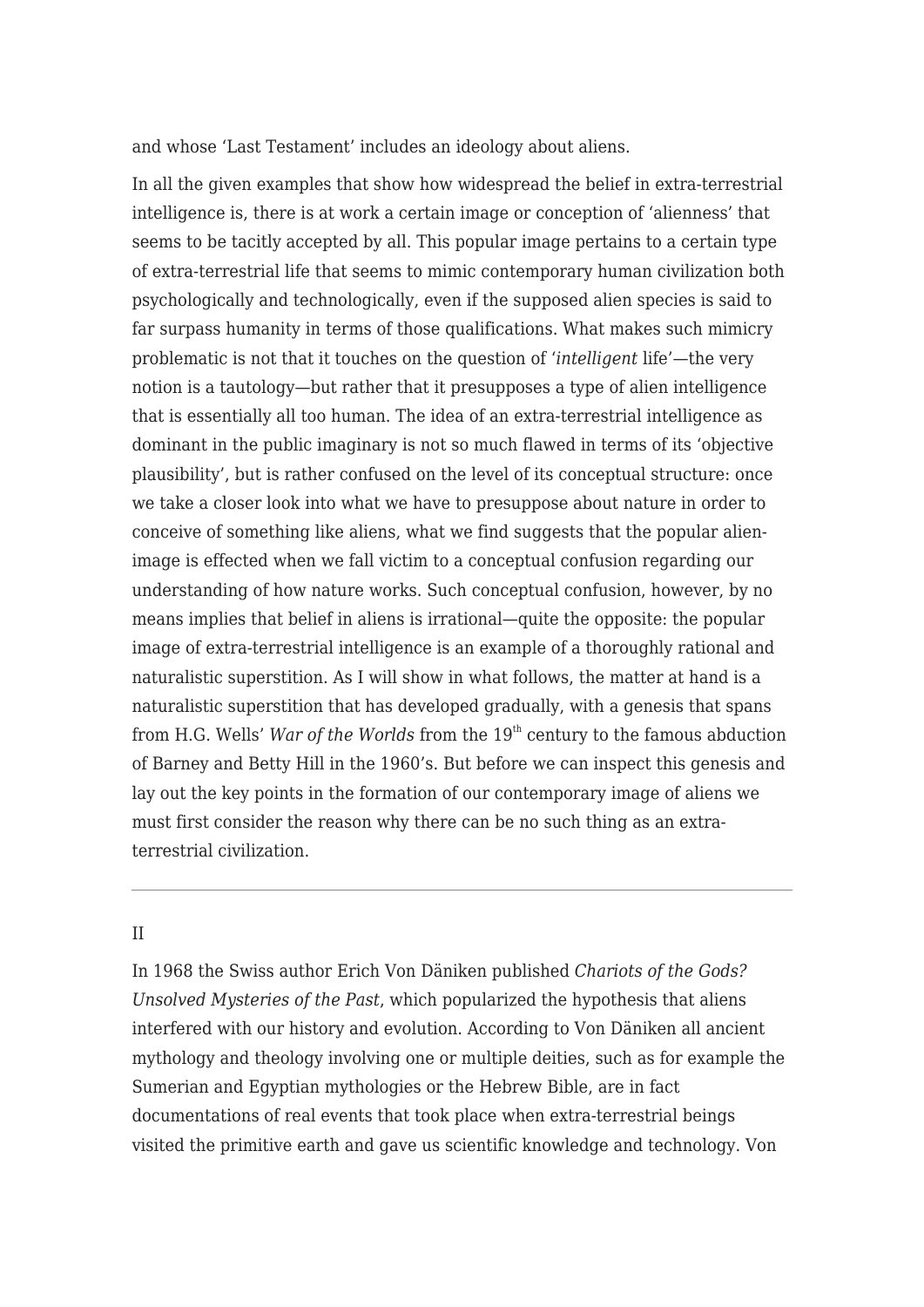and whose 'Last Testament' includes an ideology about aliens.

In all the given examples that show how widespread the belief in extra-terrestrial intelligence is, there is at work a certain image or conception of 'alienness' that seems to be tacitly accepted by all. This popular image pertains to a certain type of extra-terrestrial life that seems to mimic contemporary human civilization both psychologically and technologically, even if the supposed alien species is said to far surpass humanity in terms of those qualifications. What makes such mimicry problematic is not that it touches on the question of '*intelligent* life'—the very notion is a tautology—but rather that it presupposes a type of alien intelligence that is essentially all too human. The idea of an extra-terrestrial intelligence as dominant in the public imaginary is not so much flawed in terms of its 'objective plausibility', but is rather confused on the level of its conceptual structure: once we take a closer look into what we have to presuppose about nature in order to conceive of something like aliens, what we find suggests that the popular alien-image is effected when we fall victim to a conceptual confusion regarding our understanding of how nature works. Such conceptual confusion, however, by no means implies that belief in aliens is irrational—quite the opposite: the popular image of extra-terrestrial intelligence is an example of a thoroughly rational and naturalistic superstition. As I will show in what follows, the matter at hand is a naturalistic superstition that has developed gradually, with a genesis that spans from H.G. Wells' *War of the Worlds* from the 19th century to the famous abduction of Barney and Betty Hill in the 1960's. But before we can inspect this genesis and lay out the key points in the formation of our contemporary image of aliens we must first consider the reason why there can be no such thing as an extra-terrestrial civilization.

---

## II

In 1968 the Swiss author Erich Von Däniken published *Chariots of the Gods? Unsolved Mysteries of the Past*, which popularized the hypothesis that aliens interfered with our history and evolution. According to Von Däniken all ancient mythology and theology involving one or multiple deities, such as for example the Sumerian and Egyptian mythologies or the Hebrew Bible, are in fact documentations of real events that took place when extra-terrestrial beings visited the primitive earth and gave us scientific knowledge and technology. Von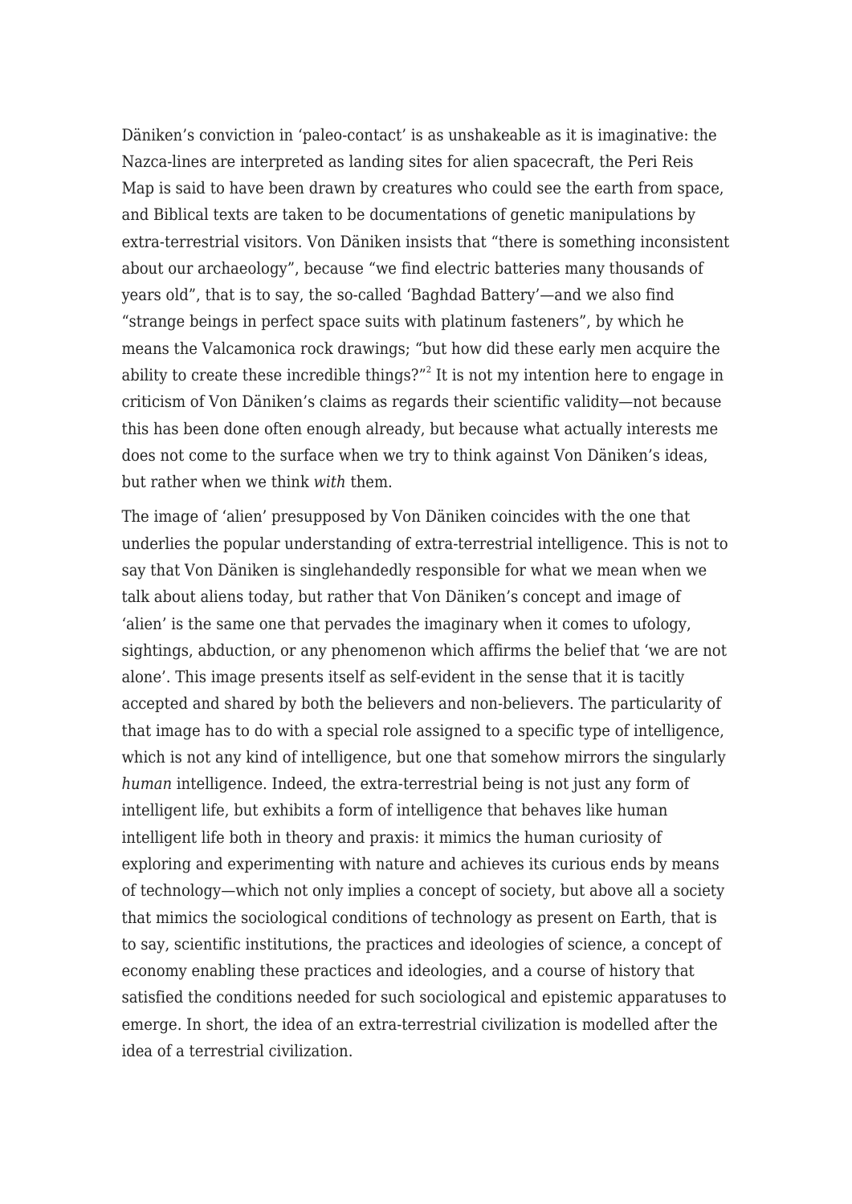Däniken's conviction in 'paleo-contact' is as unshakeable as it is imaginative: the Nazca-lines are interpreted as landing sites for alien spacecraft, the Peri Reis Map is said to have been drawn by creatures who could see the earth from space, and Biblical texts are taken to be documentations of genetic manipulations by extra-terrestrial visitors. Von Däniken insists that "there is something inconsistent about our archaeology", because "we find electric batteries many thousands of years old", that is to say, the so-called 'Baghdad Battery'—and we also find "strange beings in perfect space suits with platinum fasteners", by which he means the Valcamonica rock drawings; "but how did these early men acquire the ability to create these incredible things?"[2] It is not my intention here to engage in criticism of Von Däniken's claims as regards their scientific validity—not because this has been done often enough already, but because what actually interests me does not come to the surface when we try to think against Von Däniken's ideas, but rather when we think *with* them.

The image of 'alien' presupposed by Von Däniken coincides with the one that underlies the popular understanding of extra-terrestrial intelligence. This is not to say that Von Däniken is singlehandedly responsible for what we mean when we talk about aliens today, but rather that Von Däniken's concept and image of 'alien' is the same one that pervades the imaginary when it comes to ufology, sightings, abduction, or any phenomenon which affirms the belief that 'we are not alone'. This image presents itself as self-evident in the sense that it is tacitly accepted and shared by both the believers and non-believers. The particularity of that image has to do with a special role assigned to a specific type of intelligence, which is not any kind of intelligence, but one that somehow mirrors the singularly *human* intelligence. Indeed, the extra-terrestrial being is not just any form of intelligent life, but exhibits a form of intelligence that behaves like human intelligent life both in theory and praxis: it mimics the human curiosity of exploring and experimenting with nature and achieves its curious ends by means of technology—which not only implies a concept of society, but above all a society that mimics the sociological conditions of technology as present on Earth, that is to say, scientific institutions, the practices and ideologies of science, a concept of economy enabling these practices and ideologies, and a course of history that satisfied the conditions needed for such sociological and epistemic apparatuses to emerge. In short, the idea of an extra-terrestrial civilization is modelled after the idea of a terrestrial civilization.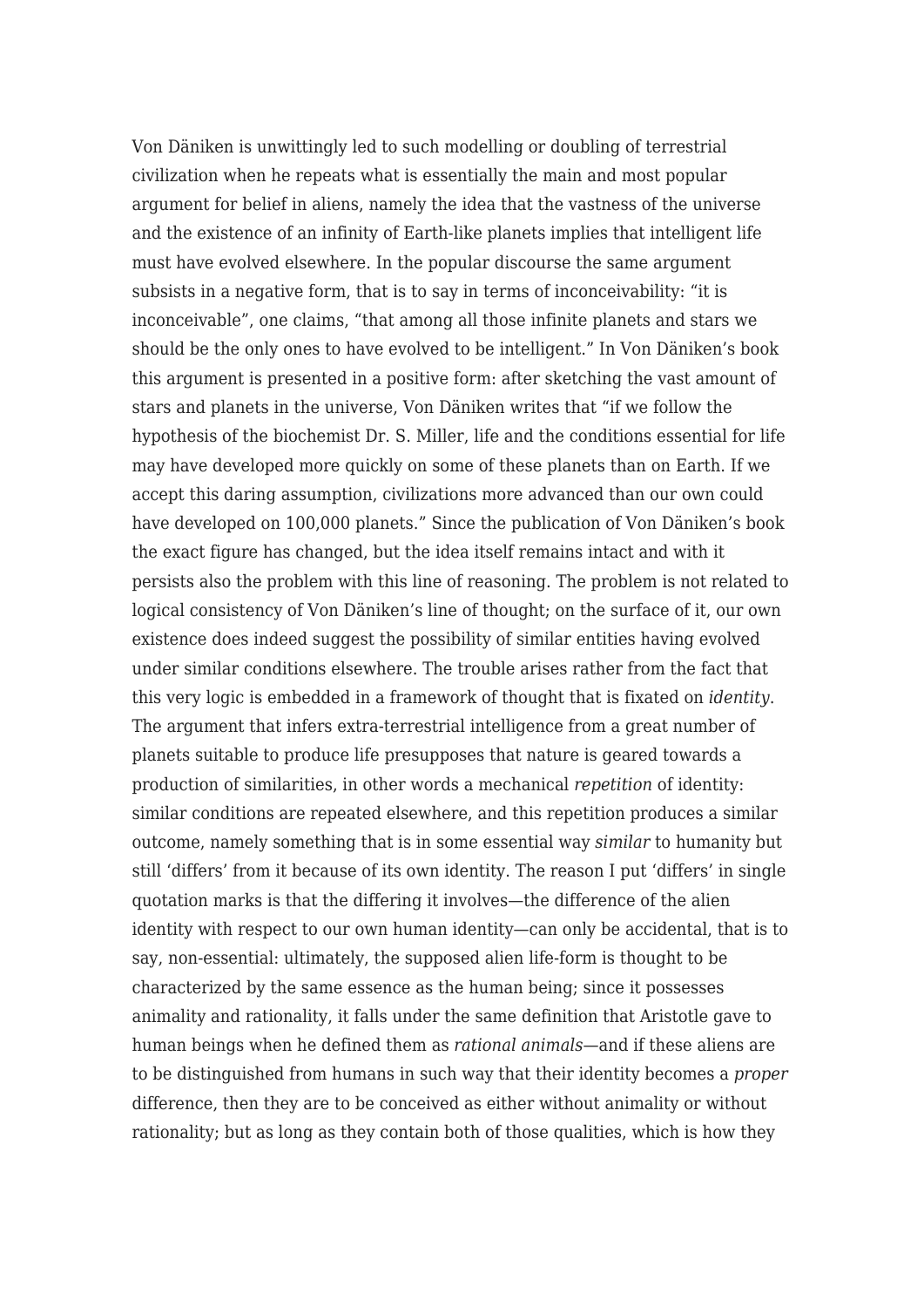Von Däniken is unwittingly led to such modelling or doubling of terrestrial civilization when he repeats what is essentially the main and most popular argument for belief in aliens, namely the idea that the vastness of the universe and the existence of an infinity of Earth-like planets implies that intelligent life must have evolved elsewhere. In the popular discourse the same argument subsists in a negative form, that is to say in terms of inconceivability: “it is inconceivable”, one claims, “that among all those infinite planets and stars we should be the only ones to have evolved to be intelligent.” In Von Däniken’s book this argument is presented in a positive form: after sketching the vast amount of stars and planets in the universe, Von Däniken writes that “if we follow the hypothesis of the biochemist Dr. S. Miller, life and the conditions essential for life may have developed more quickly on some of these planets than on Earth. If we accept this daring assumption, civilizations more advanced than our own could have developed on 100,000 planets.” Since the publication of Von Däniken’s book the exact figure has changed, but the idea itself remains intact and with it persists also the problem with this line of reasoning. The problem is not related to logical consistency of Von Däniken’s line of thought; on the surface of it, our own existence does indeed suggest the possibility of similar entities having evolved under similar conditions elsewhere. The trouble arises rather from the fact that this very logic is embedded in a framework of thought that is fixated on *identity*. The argument that infers extra-terrestrial intelligence from a great number of planets suitable to produce life presupposes that nature is geared towards a production of similarities, in other words a mechanical *repetition* of identity: similar conditions are repeated elsewhere, and this repetition produces a similar outcome, namely something that is in some essential way *similar* to humanity but still ‘differs’ from it because of its own identity. The reason I put ‘differs’ in single quotation marks is that the differing it involves—the difference of the alien identity with respect to our own human identity—can only be accidental, that is to say, non-essential: ultimately, the supposed alien life-form is thought to be characterized by the same essence as the human being; since it possesses animality and rationality, it falls under the same definition that Aristotle gave to human beings when he defined them as *rational animals*—and if these aliens are to be distinguished from humans in such way that their identity becomes a *proper* difference, then they are to be conceived as either without animality or without rationality; but as long as they contain both of those qualities, which is how they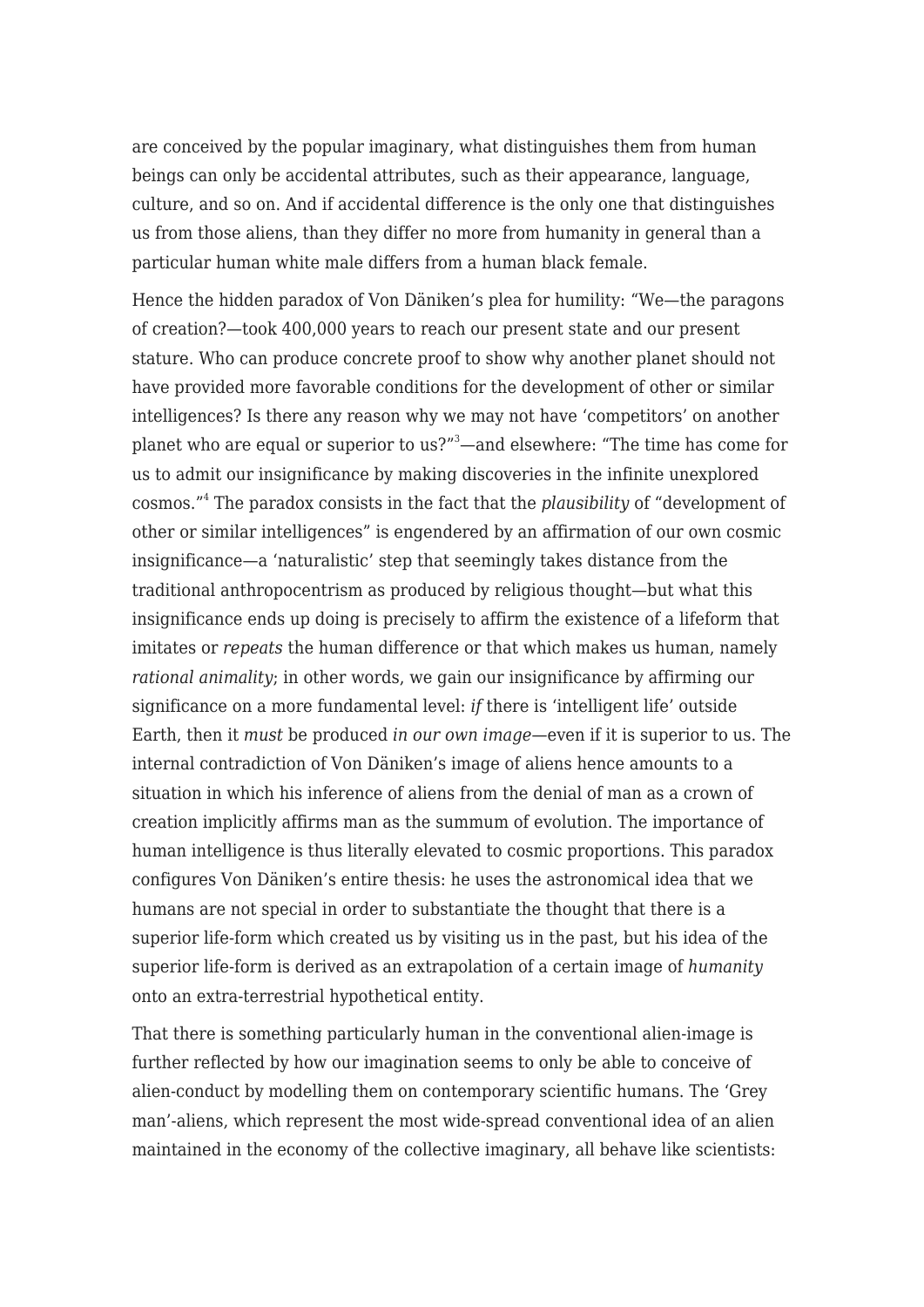are conceived by the popular imaginary, what distinguishes them from human beings can only be accidental attributes, such as their appearance, language, culture, and so on. And if accidental difference is the only one that distinguishes us from those aliens, than they differ no more from humanity in general than a particular human white male differs from a human black female.

Hence the hidden paradox of Von Däniken's plea for humility: "We—the paragons of creation?—took 400,000 years to reach our present state and our present stature. Who can produce concrete proof to show why another planet should not have provided more favorable conditions for the development of other or similar intelligences? Is there any reason why we may not have 'competitors' on another planet who are equal or superior to us?"[3]—and elsewhere: "The time has come for us to admit our insignificance by making discoveries in the infinite unexplored cosmos."[4] The paradox consists in the fact that the *plausibility* of "development of other or similar intelligences" is engendered by an affirmation of our own cosmic insignificance—a 'naturalistic' step that seemingly takes distance from the traditional anthropocentrism as produced by religious thought—but what this insignificance ends up doing is precisely to affirm the existence of a lifeform that imitates or *repeats* the human difference or that which makes us human, namely *rational animality*; in other words, we gain our insignificance by affirming our significance on a more fundamental level: *if* there is 'intelligent life' outside Earth, then it *must* be produced *in our own image*—even if it is superior to us. The internal contradiction of Von Däniken's image of aliens hence amounts to a situation in which his inference of aliens from the denial of man as a crown of creation implicitly affirms man as the summum of evolution. The importance of human intelligence is thus literally elevated to cosmic proportions. This paradox configures Von Däniken's entire thesis: he uses the astronomical idea that we humans are not special in order to substantiate the thought that there is a superior life-form which created us by visiting us in the past, but his idea of the superior life-form is derived as an extrapolation of a certain image of *humanity* onto an extra-terrestrial hypothetical entity.

That there is something particularly human in the conventional alien-image is further reflected by how our imagination seems to only be able to conceive of alien-conduct by modelling them on contemporary scientific humans. The 'Grey man'-aliens, which represent the most wide-spread conventional idea of an alien maintained in the economy of the collective imaginary, all behave like scientists: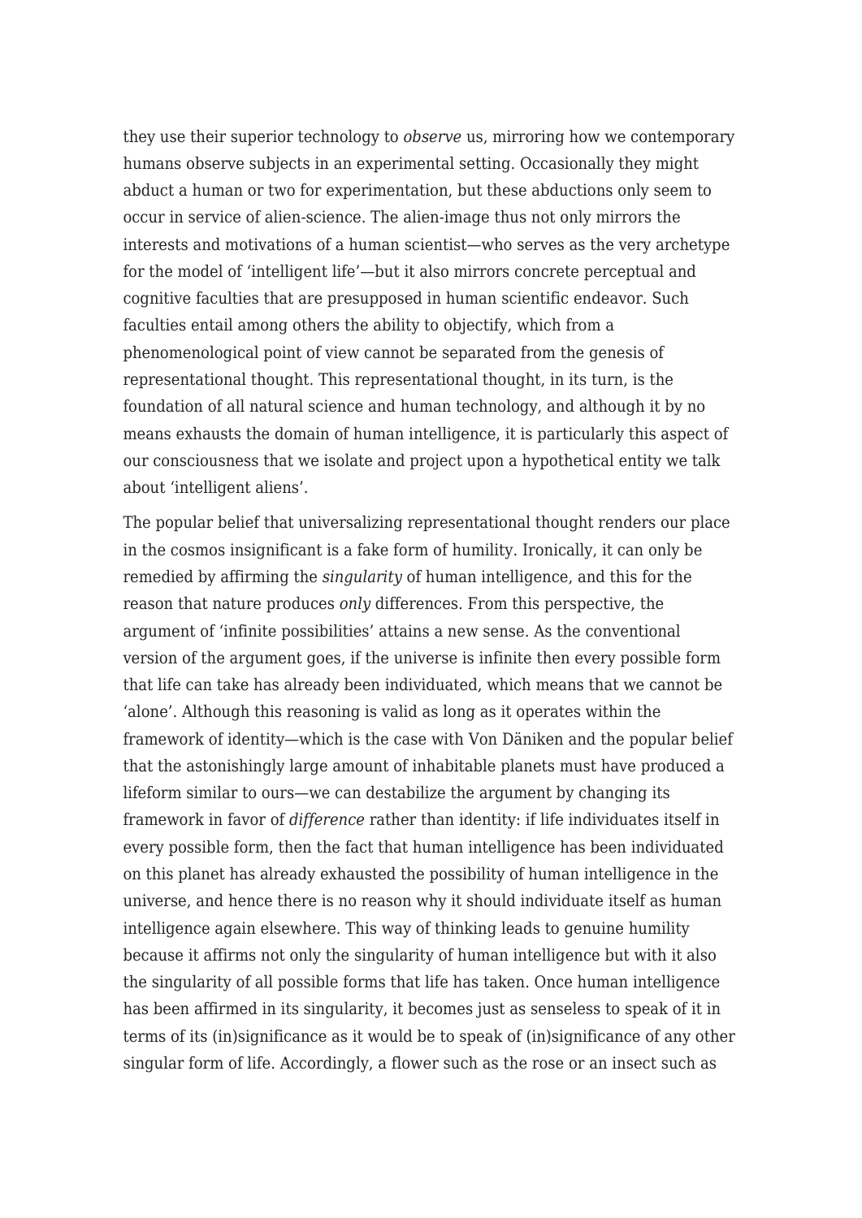they use their superior technology to *observe* us, mirroring how we contemporary humans observe subjects in an experimental setting. Occasionally they might abduct a human or two for experimentation, but these abductions only seem to occur in service of alien-science. The alien-image thus not only mirrors the interests and motivations of a human scientist—who serves as the very archetype for the model of 'intelligent life'—but it also mirrors concrete perceptual and cognitive faculties that are presupposed in human scientific endeavor. Such faculties entail among others the ability to objectify, which from a phenomenological point of view cannot be separated from the genesis of representational thought. This representational thought, in its turn, is the foundation of all natural science and human technology, and although it by no means exhausts the domain of human intelligence, it is particularly this aspect of our consciousness that we isolate and project upon a hypothetical entity we talk about 'intelligent aliens'.

The popular belief that universalizing representational thought renders our place in the cosmos insignificant is a fake form of humility. Ironically, it can only be remedied by affirming the *singularity* of human intelligence, and this for the reason that nature produces *only* differences. From this perspective, the argument of 'infinite possibilities' attains a new sense. As the conventional version of the argument goes, if the universe is infinite then every possible form that life can take has already been individuated, which means that we cannot be 'alone'. Although this reasoning is valid as long as it operates within the framework of identity—which is the case with Von Däniken and the popular belief that the astonishingly large amount of inhabitable planets must have produced a lifeform similar to ours—we can destabilize the argument by changing its framework in favor of *difference* rather than identity: if life individuates itself in every possible form, then the fact that human intelligence has been individuated on this planet has already exhausted the possibility of human intelligence in the universe, and hence there is no reason why it should individuate itself as human intelligence again elsewhere. This way of thinking leads to genuine humility because it affirms not only the singularity of human intelligence but with it also the singularity of all possible forms that life has taken. Once human intelligence has been affirmed in its singularity, it becomes just as senseless to speak of it in terms of its (in)significance as it would be to speak of (in)significance of any other singular form of life. Accordingly, a flower such as the rose or an insect such as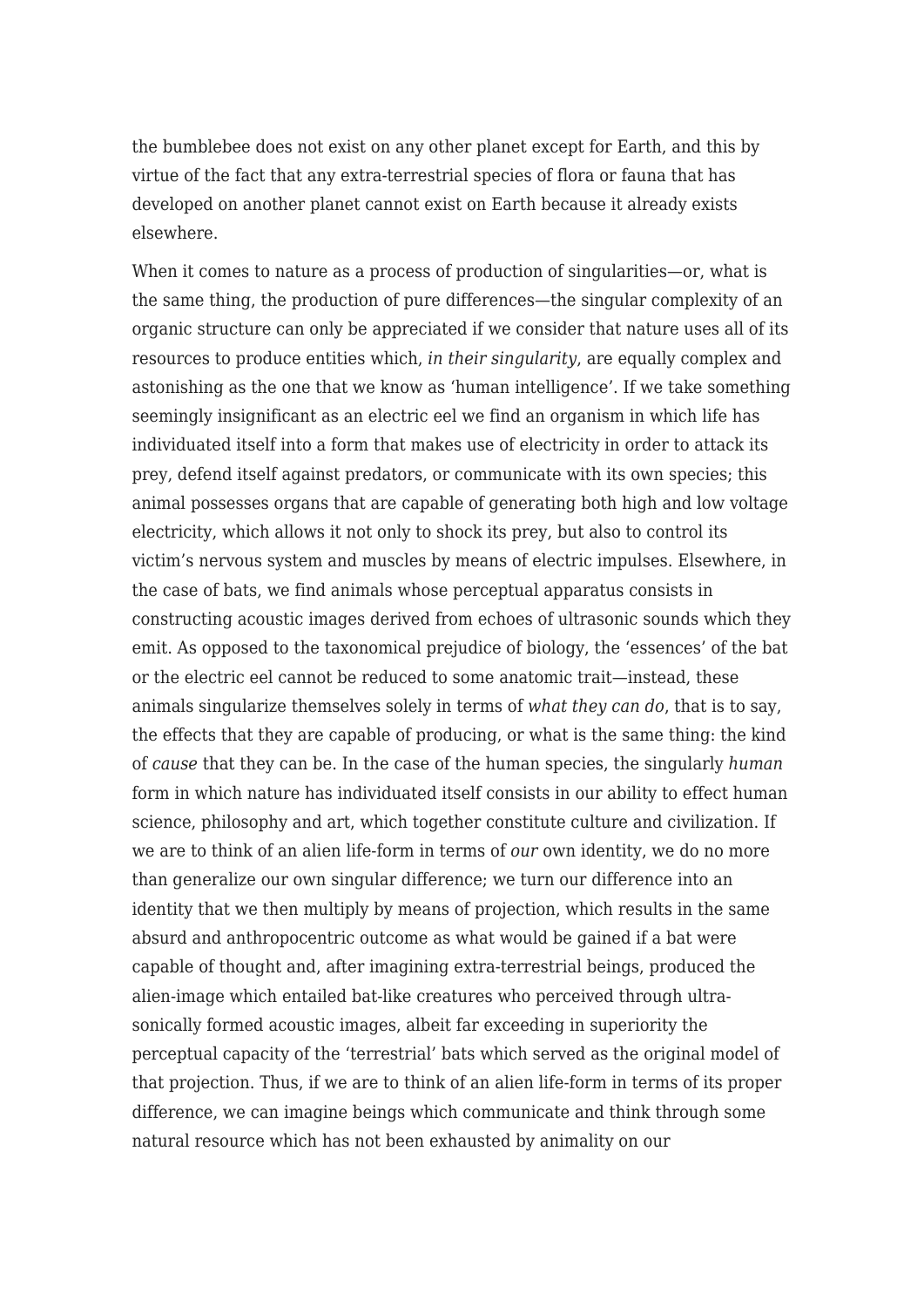the bumblebee does not exist on any other planet except for Earth, and this by virtue of the fact that any extra-terrestrial species of flora or fauna that has developed on another planet cannot exist on Earth because it already exists elsewhere.

When it comes to nature as a process of production of singularities—or, what is the same thing, the production of pure differences—the singular complexity of an organic structure can only be appreciated if we consider that nature uses all of its resources to produce entities which, *in their singularity*, are equally complex and astonishing as the one that we know as 'human intelligence'. If we take something seemingly insignificant as an electric eel we find an organism in which life has individuated itself into a form that makes use of electricity in order to attack its prey, defend itself against predators, or communicate with its own species; this animal possesses organs that are capable of generating both high and low voltage electricity, which allows it not only to shock its prey, but also to control its victim's nervous system and muscles by means of electric impulses. Elsewhere, in the case of bats, we find animals whose perceptual apparatus consists in constructing acoustic images derived from echoes of ultrasonic sounds which they emit. As opposed to the taxonomical prejudice of biology, the 'essences' of the bat or the electric eel cannot be reduced to some anatomic trait—instead, these animals singularize themselves solely in terms of *what they can do*, that is to say, the effects that they are capable of producing, or what is the same thing: the kind of *cause* that they can be. In the case of the human species, the singularly *human* form in which nature has individuated itself consists in our ability to effect human science, philosophy and art, which together constitute culture and civilization. If we are to think of an alien life-form in terms of *our* own identity, we do no more than generalize our own singular difference; we turn our difference into an identity that we then multiply by means of projection, which results in the same absurd and anthropocentric outcome as what would be gained if a bat were capable of thought and, after imagining extra-terrestrial beings, produced the alien-image which entailed bat-like creatures who perceived through ultra-sonically formed acoustic images, albeit far exceeding in superiority the perceptual capacity of the 'terrestrial' bats which served as the original model of that projection. Thus, if we are to think of an alien life-form in terms of its proper difference, we can imagine beings which communicate and think through some natural resource which has not been exhausted by animality on our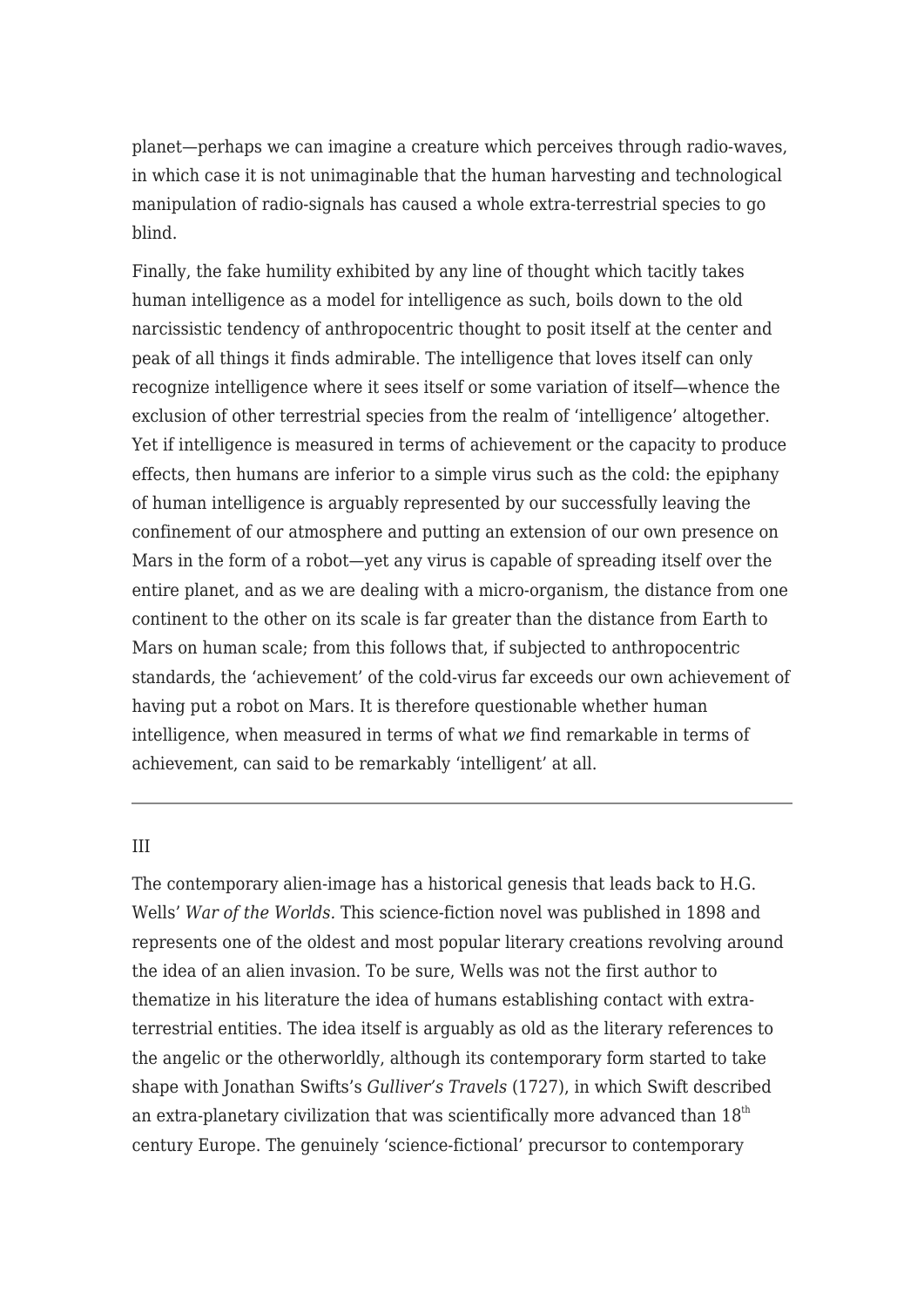planet—perhaps we can imagine a creature which perceives through radio-waves, in which case it is not unimaginable that the human harvesting and technological manipulation of radio-signals has caused a whole extra-terrestrial species to go blind.

Finally, the fake humility exhibited by any line of thought which tacitly takes human intelligence as a model for intelligence as such, boils down to the old narcissistic tendency of anthropocentric thought to posit itself at the center and peak of all things it finds admirable. The intelligence that loves itself can only recognize intelligence where it sees itself or some variation of itself—whence the exclusion of other terrestrial species from the realm of 'intelligence' altogether. Yet if intelligence is measured in terms of achievement or the capacity to produce effects, then humans are inferior to a simple virus such as the cold: the epiphany of human intelligence is arguably represented by our successfully leaving the confinement of our atmosphere and putting an extension of our own presence on Mars in the form of a robot—yet any virus is capable of spreading itself over the entire planet, and as we are dealing with a micro-organism, the distance from one continent to the other on its scale is far greater than the distance from Earth to Mars on human scale; from this follows that, if subjected to anthropocentric standards, the 'achievement' of the cold-virus far exceeds our own achievement of having put a robot on Mars. It is therefore questionable whether human intelligence, when measured in terms of what *we* find remarkable in terms of achievement, can said to be remarkably 'intelligent' at all.

---

## III

The contemporary alien-image has a historical genesis that leads back to H.G. Wells' *War of the Worlds*. This science-fiction novel was published in 1898 and represents one of the oldest and most popular literary creations revolving around the idea of an alien invasion. To be sure, Wells was not the first author to thematize in his literature the idea of humans establishing contact with extra-terrestrial entities. The idea itself is arguably as old as the literary references to the angelic or the otherworldly, although its contemporary form started to take shape with Jonathan Swifts's *Gulliver's Travels* (1727), in which Swift described an extra-planetary civilization that was scientifically more advanced than 18th century Europe. The genuinely 'science-fictional' precursor to contemporary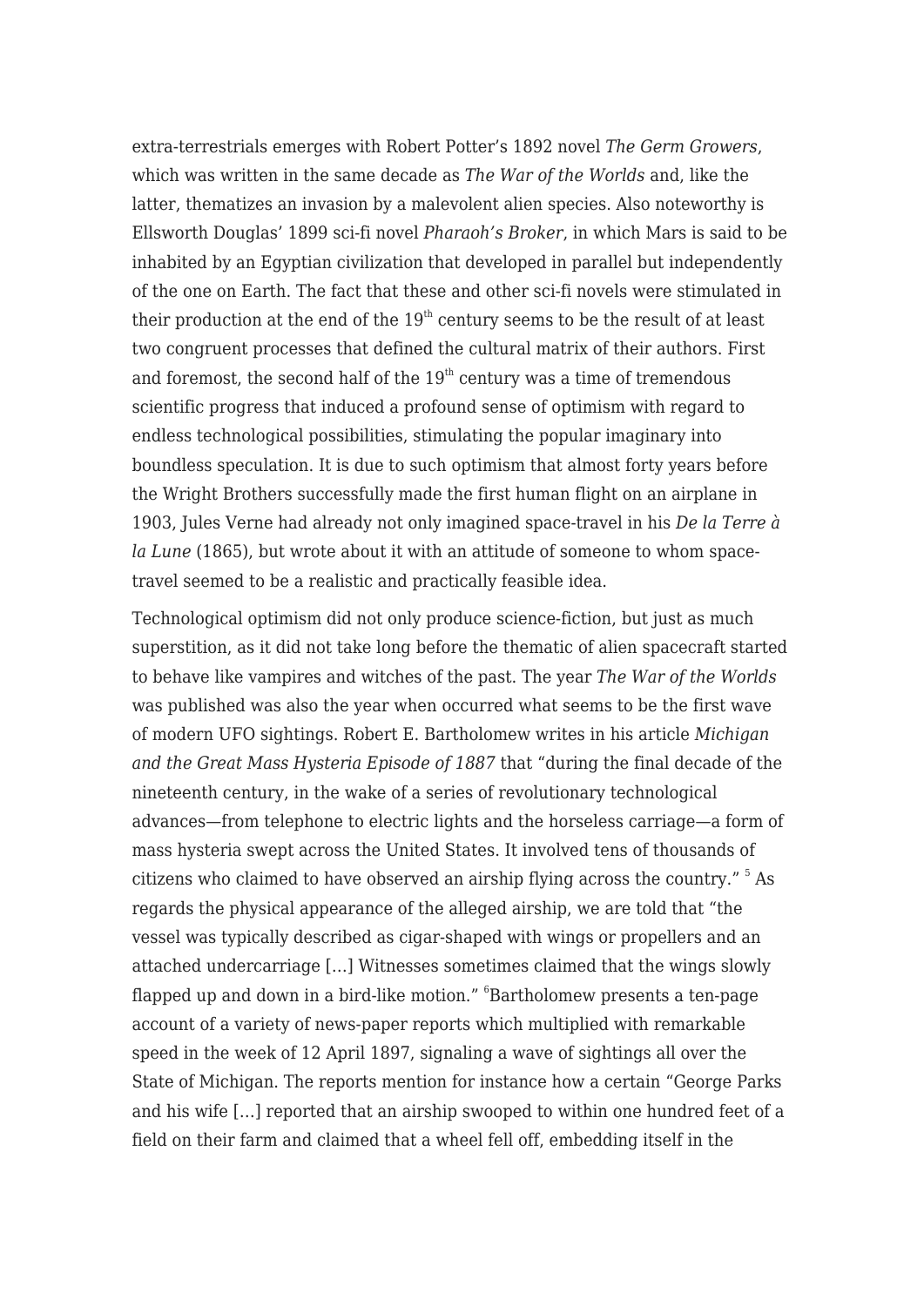extra-terrestrials emerges with Robert Potter's 1892 novel *The Germ Growers*, which was written in the same decade as *The War of the Worlds* and, like the latter, thematizes an invasion by a malevolent alien species. Also noteworthy is Ellsworth Douglas' 1899 sci-fi novel *Pharaoh's Broker*, in which Mars is said to be inhabited by an Egyptian civilization that developed in parallel but independently of the one on Earth. The fact that these and other sci-fi novels were stimulated in their production at the end of the 19th century seems to be the result of at least two congruent processes that defined the cultural matrix of their authors. First and foremost, the second half of the 19th century was a time of tremendous scientific progress that induced a profound sense of optimism with regard to endless technological possibilities, stimulating the popular imaginary into boundless speculation. It is due to such optimism that almost forty years before the Wright Brothers successfully made the first human flight on an airplane in 1903, Jules Verne had already not only imagined space-travel in his *De la Terre à la Lune* (1865), but wrote about it with an attitude of someone to whom space-travel seemed to be a realistic and practically feasible idea.

Technological optimism did not only produce science-fiction, but just as much superstition, as it did not take long before the thematic of alien spacecraft started to behave like vampires and witches of the past. The year *The War of the Worlds* was published was also the year when occurred what seems to be the first wave of modern UFO sightings. Robert E. Bartholomew writes in his article *Michigan and the Great Mass Hysteria Episode of 1887* that "during the final decade of the nineteenth century, in the wake of a series of revolutionary technological advances—from telephone to electric lights and the horseless carriage—a form of mass hysteria swept across the United States. It involved tens of thousands of citizens who claimed to have observed an airship flying across the country." [5] As regards the physical appearance of the alleged airship, we are told that "the vessel was typically described as cigar-shaped with wings or propellers and an attached undercarriage [...] Witnesses sometimes claimed that the wings slowly flapped up and down in a bird-like motion." [6]Bartholomew presents a ten-page account of a variety of news-paper reports which multiplied with remarkable speed in the week of 12 April 1897, signaling a wave of sightings all over the State of Michigan. The reports mention for instance how a certain "George Parks and his wife [...] reported that an airship swooped to within one hundred feet of a field on their farm and claimed that a wheel fell off, embedding itself in the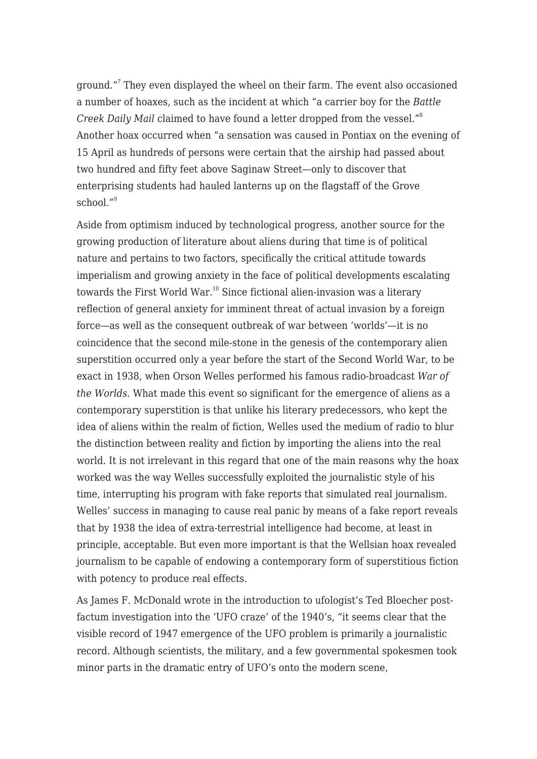ground."[7] They even displayed the wheel on their farm. The event also occasioned a number of hoaxes, such as the incident at which "a carrier boy for the *Battle Creek Daily Mail* claimed to have found a letter dropped from the vessel."[8] Another hoax occurred when "a sensation was caused in Pontiax on the evening of 15 April as hundreds of persons were certain that the airship had passed about two hundred and fifty feet above Saginaw Street—only to discover that enterprising students had hauled lanterns up on the flagstaff of the Grove school."[9]

Aside from optimism induced by technological progress, another source for the growing production of literature about aliens during that time is of political nature and pertains to two factors, specifically the critical attitude towards imperialism and growing anxiety in the face of political developments escalating towards the First World War.[10] Since fictional alien-invasion was a literary reflection of general anxiety for imminent threat of actual invasion by a foreign force—as well as the consequent outbreak of war between 'worlds'—it is no coincidence that the second mile-stone in the genesis of the contemporary alien superstition occurred only a year before the start of the Second World War, to be exact in 1938, when Orson Welles performed his famous radio-broadcast *War of the Worlds.* What made this event so significant for the emergence of aliens as a contemporary superstition is that unlike his literary predecessors, who kept the idea of aliens within the realm of fiction, Welles used the medium of radio to blur the distinction between reality and fiction by importing the aliens into the real world. It is not irrelevant in this regard that one of the main reasons why the hoax worked was the way Welles successfully exploited the journalistic style of his time, interrupting his program with fake reports that simulated real journalism. Welles' success in managing to cause real panic by means of a fake report reveals that by 1938 the idea of extra-terrestrial intelligence had become, at least in principle, acceptable. But even more important is that the Wellsian hoax revealed journalism to be capable of endowing a contemporary form of superstitious fiction with potency to produce real effects.

As James F. McDonald wrote in the introduction to ufologist's Ted Bloecher post-factum investigation into the 'UFO craze' of the 1940's, "it seems clear that the visible record of 1947 emergence of the UFO problem is primarily a journalistic record. Although scientists, the military, and a few governmental spokesmen took minor parts in the dramatic entry of UFO's onto the modern scene,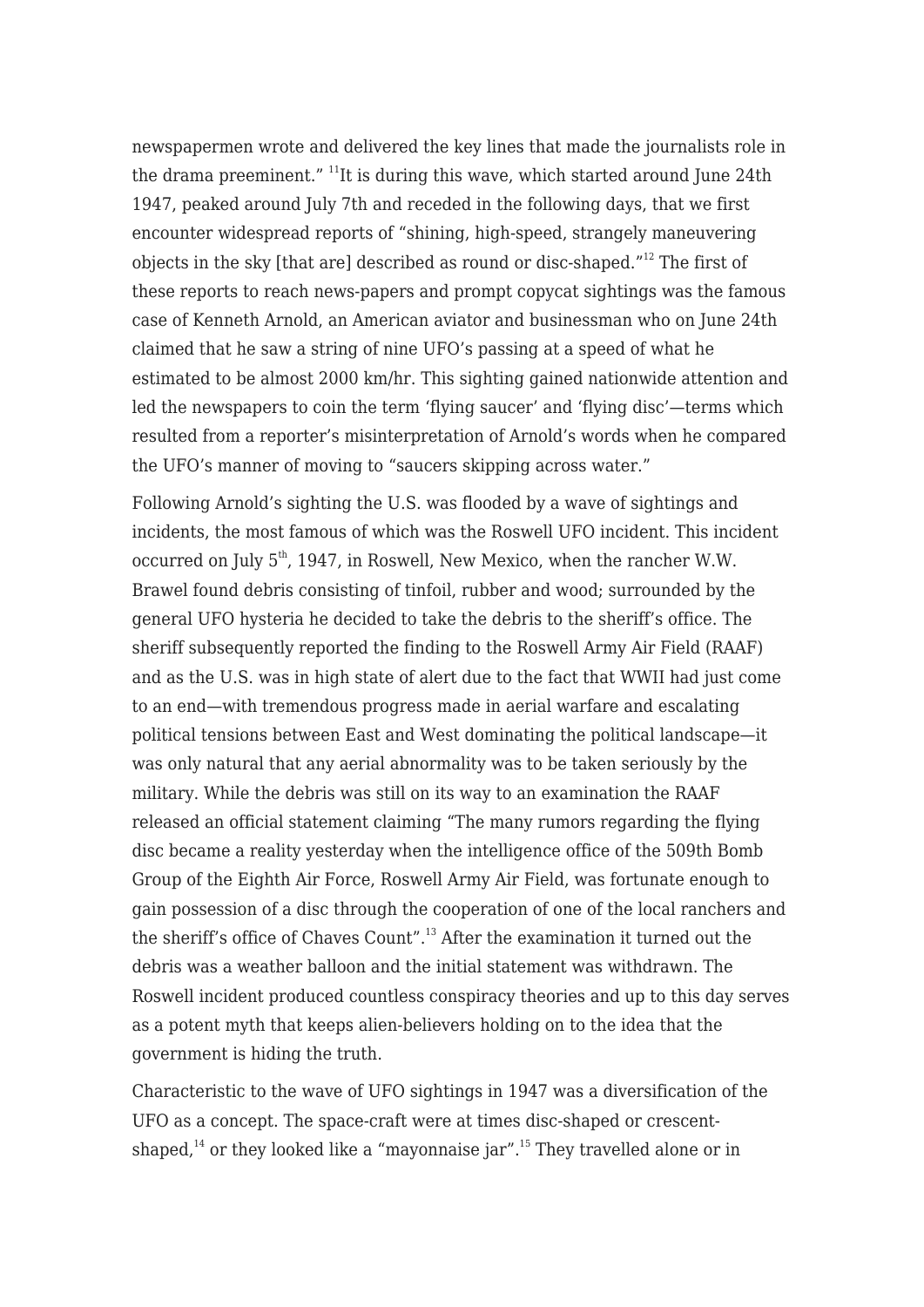newspapermen wrote and delivered the key lines that made the journalists role in the drama preeminent." [11]It is during this wave, which started around June 24th 1947, peaked around July 7th and receded in the following days, that we first encounter widespread reports of "shining, high-speed, strangely maneuvering objects in the sky [that are] described as round or disc-shaped."[12] The first of these reports to reach news-papers and prompt copycat sightings was the famous case of Kenneth Arnold, an American aviator and businessman who on June 24th claimed that he saw a string of nine UFO's passing at a speed of what he estimated to be almost 2000 km/hr. This sighting gained nationwide attention and led the newspapers to coin the term 'flying saucer' and 'flying disc'—terms which resulted from a reporter's misinterpretation of Arnold's words when he compared the UFO's manner of moving to "saucers skipping across water."

Following Arnold's sighting the U.S. was flooded by a wave of sightings and incidents, the most famous of which was the Roswell UFO incident. This incident occurred on July 5th, 1947, in Roswell, New Mexico, when the rancher W.W. Brawel found debris consisting of tinfoil, rubber and wood; surrounded by the general UFO hysteria he decided to take the debris to the sheriff's office. The sheriff subsequently reported the finding to the Roswell Army Air Field (RAAF) and as the U.S. was in high state of alert due to the fact that WWII had just come to an end—with tremendous progress made in aerial warfare and escalating political tensions between East and West dominating the political landscape—it was only natural that any aerial abnormality was to be taken seriously by the military. While the debris was still on its way to an examination the RAAF released an official statement claiming "The many rumors regarding the flying disc became a reality yesterday when the intelligence office of the 509th Bomb Group of the Eighth Air Force, Roswell Army Air Field, was fortunate enough to gain possession of a disc through the cooperation of one of the local ranchers and the sheriff's office of Chaves Count".[13] After the examination it turned out the debris was a weather balloon and the initial statement was withdrawn. The Roswell incident produced countless conspiracy theories and up to this day serves as a potent myth that keeps alien-believers holding on to the idea that the government is hiding the truth.

Characteristic to the wave of UFO sightings in 1947 was a diversification of the UFO as a concept. The space-craft were at times disc-shaped or crescent-shaped,[14] or they looked like a "mayonnaise jar".[15] They travelled alone or in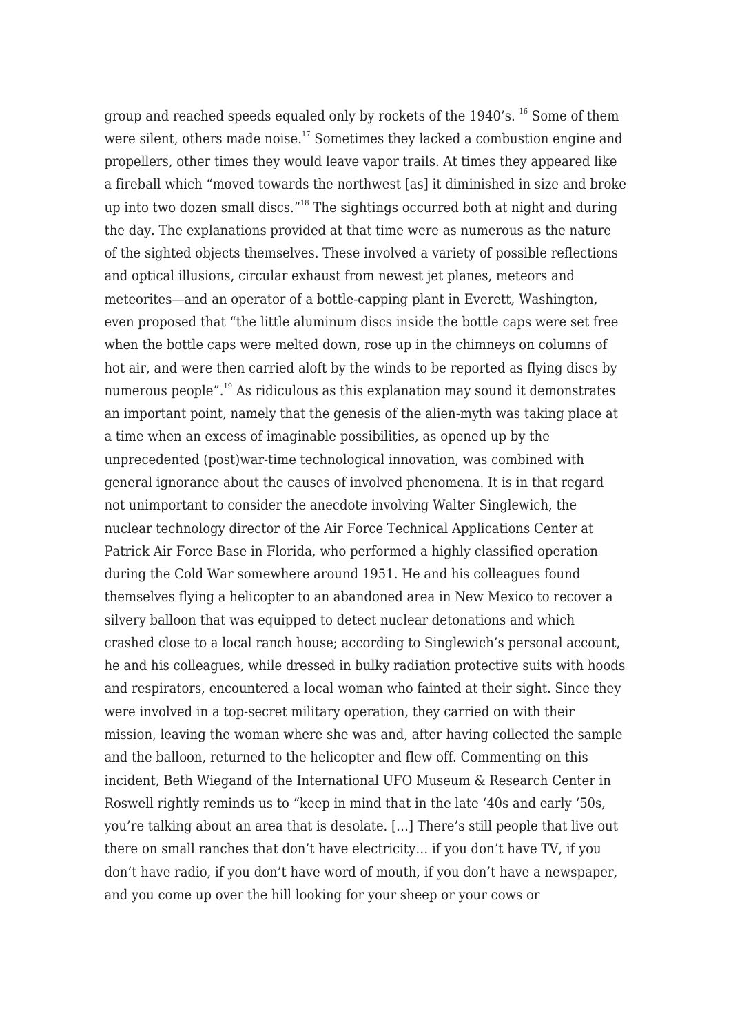group and reached speeds equaled only by rockets of the 1940's. [16] Some of them were silent, others made noise.[17] Sometimes they lacked a combustion engine and propellers, other times they would leave vapor trails. At times they appeared like a fireball which "moved towards the northwest [as] it diminished in size and broke up into two dozen small discs."[18] The sightings occurred both at night and during the day. The explanations provided at that time were as numerous as the nature of the sighted objects themselves. These involved a variety of possible reflections and optical illusions, circular exhaust from newest jet planes, meteors and meteorites—and an operator of a bottle-capping plant in Everett, Washington, even proposed that "the little aluminum discs inside the bottle caps were set free when the bottle caps were melted down, rose up in the chimneys on columns of hot air, and were then carried aloft by the winds to be reported as flying discs by numerous people".[19] As ridiculous as this explanation may sound it demonstrates an important point, namely that the genesis of the alien-myth was taking place at a time when an excess of imaginable possibilities, as opened up by the unprecedented (post)war-time technological innovation, was combined with general ignorance about the causes of involved phenomena. It is in that regard not unimportant to consider the anecdote involving Walter Singlewich, the nuclear technology director of the Air Force Technical Applications Center at Patrick Air Force Base in Florida, who performed a highly classified operation during the Cold War somewhere around 1951. He and his colleagues found themselves flying a helicopter to an abandoned area in New Mexico to recover a silvery balloon that was equipped to detect nuclear detonations and which crashed close to a local ranch house; according to Singlewich's personal account, he and his colleagues, while dressed in bulky radiation protective suits with hoods and respirators, encountered a local woman who fainted at their sight. Since they were involved in a top-secret military operation, they carried on with their mission, leaving the woman where she was and, after having collected the sample and the balloon, returned to the helicopter and flew off. Commenting on this incident, Beth Wiegand of the International UFO Museum & Research Center in Roswell rightly reminds us to "keep in mind that in the late '40s and early '50s, you're talking about an area that is desolate. […] There's still people that live out there on small ranches that don't have electricity… if you don't have TV, if you don't have radio, if you don't have word of mouth, if you don't have a newspaper, and you come up over the hill looking for your sheep or your cows or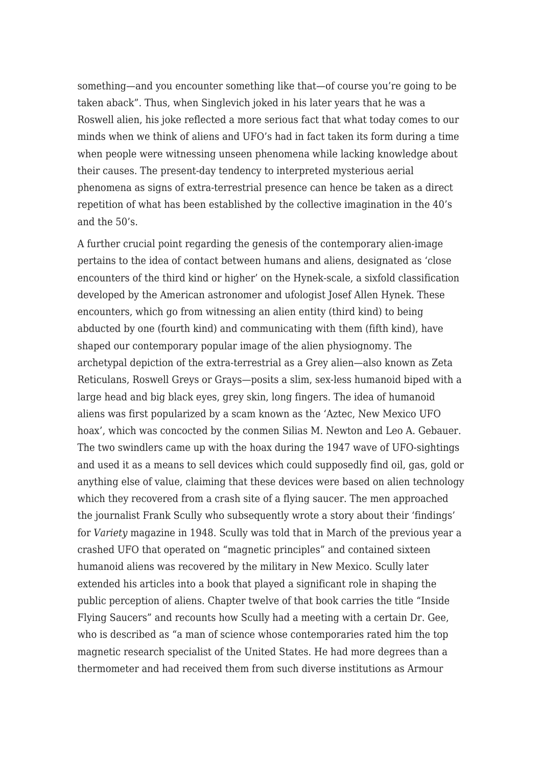something—and you encounter something like that—of course you're going to be taken aback". Thus, when Singlevich joked in his later years that he was a Roswell alien, his joke reflected a more serious fact that what today comes to our minds when we think of aliens and UFO's had in fact taken its form during a time when people were witnessing unseen phenomena while lacking knowledge about their causes. The present-day tendency to interpreted mysterious aerial phenomena as signs of extra-terrestrial presence can hence be taken as a direct repetition of what has been established by the collective imagination in the 40's and the 50's.

A further crucial point regarding the genesis of the contemporary alien-image pertains to the idea of contact between humans and aliens, designated as 'close encounters of the third kind or higher' on the Hynek-scale, a sixfold classification developed by the American astronomer and ufologist Josef Allen Hynek. These encounters, which go from witnessing an alien entity (third kind) to being abducted by one (fourth kind) and communicating with them (fifth kind), have shaped our contemporary popular image of the alien physiognomy. The archetypal depiction of the extra-terrestrial as a Grey alien—also known as Zeta Reticulans, Roswell Greys or Grays—posits a slim, sex-less humanoid biped with a large head and big black eyes, grey skin, long fingers. The idea of humanoid aliens was first popularized by a scam known as the 'Aztec, New Mexico UFO hoax', which was concocted by the conmen Silias M. Newton and Leo A. Gebauer. The two swindlers came up with the hoax during the 1947 wave of UFO-sightings and used it as a means to sell devices which could supposedly find oil, gas, gold or anything else of value, claiming that these devices were based on alien technology which they recovered from a crash site of a flying saucer. The men approached the journalist Frank Scully who subsequently wrote a story about their 'findings' for *Variety* magazine in 1948. Scully was told that in March of the previous year a crashed UFO that operated on "magnetic principles" and contained sixteen humanoid aliens was recovered by the military in New Mexico. Scully later extended his articles into a book that played a significant role in shaping the public perception of aliens. Chapter twelve of that book carries the title "Inside Flying Saucers" and recounts how Scully had a meeting with a certain Dr. Gee, who is described as "a man of science whose contemporaries rated him the top magnetic research specialist of the United States. He had more degrees than a thermometer and had received them from such diverse institutions as Armour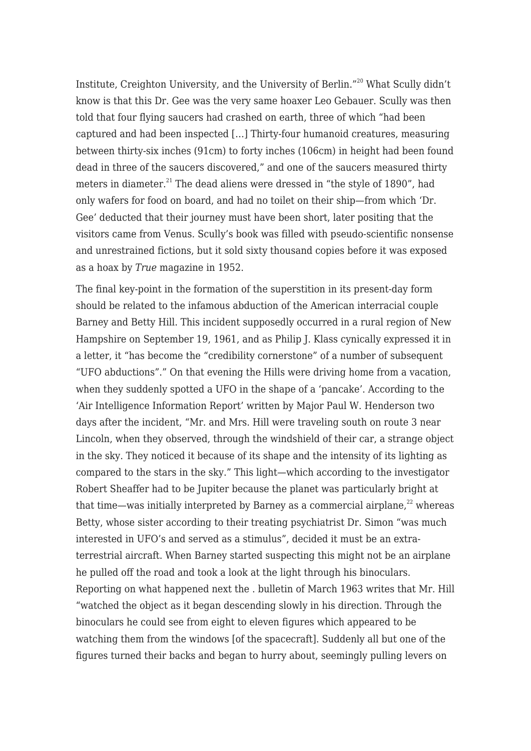Institute, Creighton University, and the University of Berlin."[20] What Scully didn't know is that this Dr. Gee was the very same hoaxer Leo Gebauer. Scully was then told that four flying saucers had crashed on earth, three of which "had been captured and had been inspected […] Thirty-four humanoid creatures, measuring between thirty-six inches (91cm) to forty inches (106cm) in height had been found dead in three of the saucers discovered," and one of the saucers measured thirty meters in diameter.[21] The dead aliens were dressed in "the style of 1890", had only wafers for food on board, and had no toilet on their ship—from which 'Dr. Gee' deducted that their journey must have been short, later positing that the visitors came from Venus. Scully's book was filled with pseudo-scientific nonsense and unrestrained fictions, but it sold sixty thousand copies before it was exposed as a hoax by *True* magazine in 1952.

The final key-point in the formation of the superstition in its present-day form should be related to the infamous abduction of the American interracial couple Barney and Betty Hill. This incident supposedly occurred in a rural region of New Hampshire on September 19, 1961, and as Philip J. Klass cynically expressed it in a letter, it "has become the "credibility cornerstone" of a number of subsequent "UFO abductions"." On that evening the Hills were driving home from a vacation, when they suddenly spotted a UFO in the shape of a 'pancake'. According to the 'Air Intelligence Information Report' written by Major Paul W. Henderson two days after the incident, "Mr. and Mrs. Hill were traveling south on route 3 near Lincoln, when they observed, through the windshield of their car, a strange object in the sky. They noticed it because of its shape and the intensity of its lighting as compared to the stars in the sky." This light—which according to the investigator Robert Sheaffer had to be Jupiter because the planet was particularly bright at that time—was initially interpreted by Barney as a commercial airplane,[22] whereas Betty, whose sister according to their treating psychiatrist Dr. Simon "was much interested in UFO's and served as a stimulus", decided it must be an extra-terrestrial aircraft. When Barney started suspecting this might not be an airplane he pulled off the road and took a look at the light through his binoculars. Reporting on what happened next the . bulletin of March 1963 writes that Mr. Hill "watched the object as it began descending slowly in his direction. Through the binoculars he could see from eight to eleven figures which appeared to be watching them from the windows [of the spacecraft]. Suddenly all but one of the figures turned their backs and began to hurry about, seemingly pulling levers on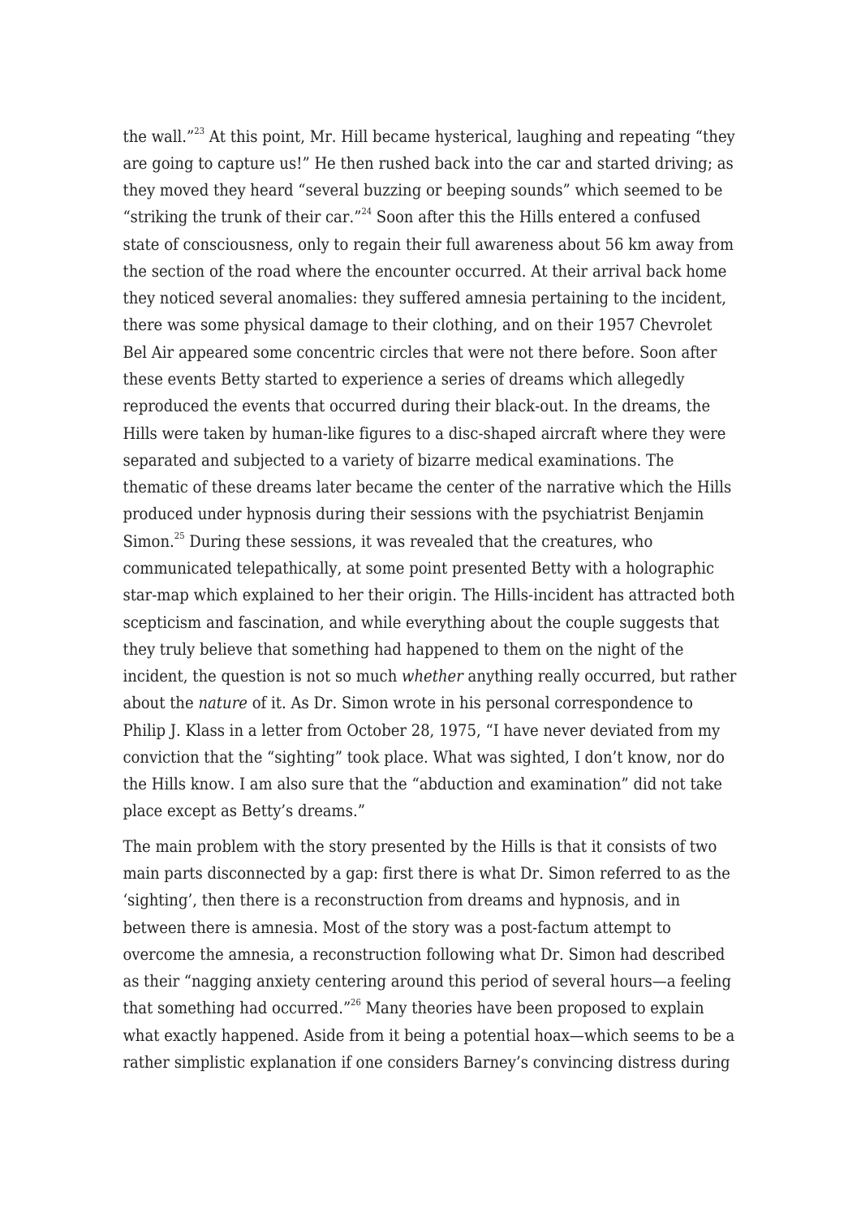the wall."[23] At this point, Mr. Hill became hysterical, laughing and repeating "they are going to capture us!" He then rushed back into the car and started driving; as they moved they heard "several buzzing or beeping sounds" which seemed to be "striking the trunk of their car."[24] Soon after this the Hills entered a confused state of consciousness, only to regain their full awareness about 56 km away from the section of the road where the encounter occurred. At their arrival back home they noticed several anomalies: they suffered amnesia pertaining to the incident, there was some physical damage to their clothing, and on their 1957 Chevrolet Bel Air appeared some concentric circles that were not there before. Soon after these events Betty started to experience a series of dreams which allegedly reproduced the events that occurred during their black-out. In the dreams, the Hills were taken by human-like figures to a disc-shaped aircraft where they were separated and subjected to a variety of bizarre medical examinations. The thematic of these dreams later became the center of the narrative which the Hills produced under hypnosis during their sessions with the psychiatrist Benjamin Simon.[25] During these sessions, it was revealed that the creatures, who communicated telepathically, at some point presented Betty with a holographic star-map which explained to her their origin. The Hills-incident has attracted both scepticism and fascination, and while everything about the couple suggests that they truly believe that something had happened to them on the night of the incident, the question is not so much *whether* anything really occurred, but rather about the *nature* of it. As Dr. Simon wrote in his personal correspondence to Philip J. Klass in a letter from October 28, 1975, "I have never deviated from my conviction that the "sighting" took place. What was sighted, I don't know, nor do the Hills know. I am also sure that the "abduction and examination" did not take place except as Betty's dreams."

The main problem with the story presented by the Hills is that it consists of two main parts disconnected by a gap: first there is what Dr. Simon referred to as the 'sighting', then there is a reconstruction from dreams and hypnosis, and in between there is amnesia. Most of the story was a post-factum attempt to overcome the amnesia, a reconstruction following what Dr. Simon had described as their "nagging anxiety centering around this period of several hours—a feeling that something had occurred."[26] Many theories have been proposed to explain what exactly happened. Aside from it being a potential hoax—which seems to be a rather simplistic explanation if one considers Barney's convincing distress during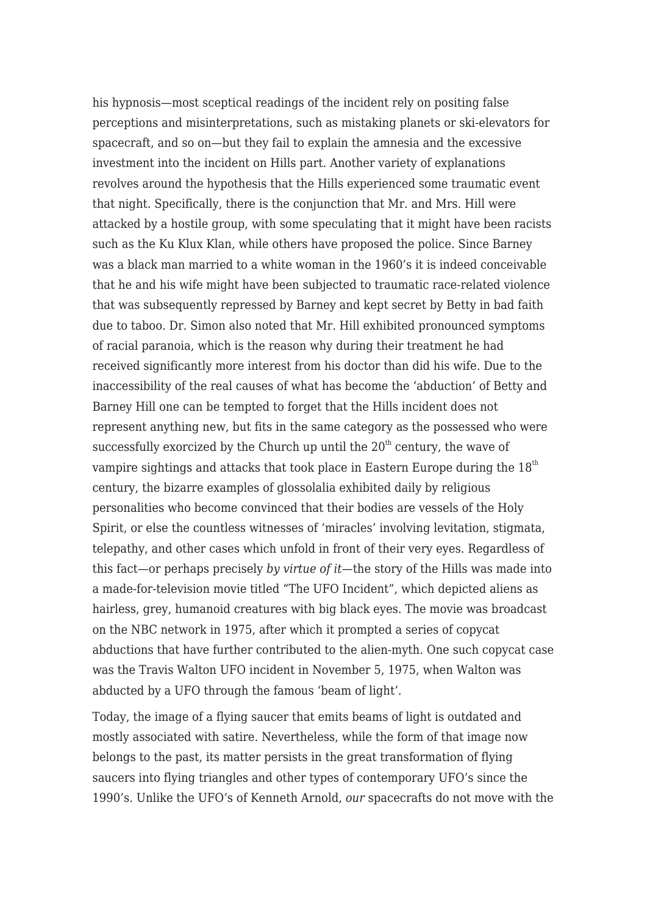his hypnosis—most sceptical readings of the incident rely on positing false perceptions and misinterpretations, such as mistaking planets or ski-elevators for spacecraft, and so on—but they fail to explain the amnesia and the excessive investment into the incident on Hills part. Another variety of explanations revolves around the hypothesis that the Hills experienced some traumatic event that night. Specifically, there is the conjunction that Mr. and Mrs. Hill were attacked by a hostile group, with some speculating that it might have been racists such as the Ku Klux Klan, while others have proposed the police. Since Barney was a black man married to a white woman in the 1960's it is indeed conceivable that he and his wife might have been subjected to traumatic race-related violence that was subsequently repressed by Barney and kept secret by Betty in bad faith due to taboo. Dr. Simon also noted that Mr. Hill exhibited pronounced symptoms of racial paranoia, which is the reason why during their treatment he had received significantly more interest from his doctor than did his wife. Due to the inaccessibility of the real causes of what has become the 'abduction' of Betty and Barney Hill one can be tempted to forget that the Hills incident does not represent anything new, but fits in the same category as the possessed who were successfully exorcized by the Church up until the 20th century, the wave of vampire sightings and attacks that took place in Eastern Europe during the 18th century, the bizarre examples of glossolalia exhibited daily by religious personalities who become convinced that their bodies are vessels of the Holy Spirit, or else the countless witnesses of 'miracles' involving levitation, stigmata, telepathy, and other cases which unfold in front of their very eyes. Regardless of this fact—or perhaps precisely *by virtue of it*—the story of the Hills was made into a made-for-television movie titled "The UFO Incident", which depicted aliens as hairless, grey, humanoid creatures with big black eyes. The movie was broadcast on the NBC network in 1975, after which it prompted a series of copycat abductions that have further contributed to the alien-myth. One such copycat case was the Travis Walton UFO incident in November 5, 1975, when Walton was abducted by a UFO through the famous 'beam of light'.

Today, the image of a flying saucer that emits beams of light is outdated and mostly associated with satire. Nevertheless, while the form of that image now belongs to the past, its matter persists in the great transformation of flying saucers into flying triangles and other types of contemporary UFO's since the 1990's. Unlike the UFO's of Kenneth Arnold, *our* spacecrafts do not move with the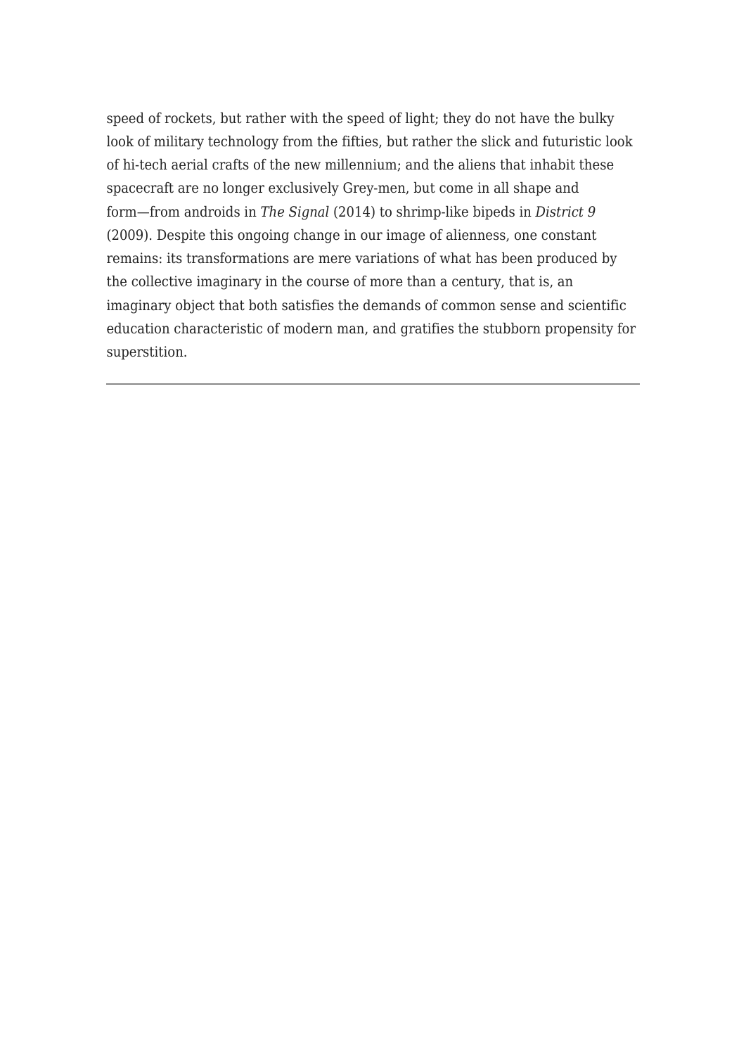speed of rockets, but rather with the speed of light; they do not have the bulky look of military technology from the fifties, but rather the slick and futuristic look of hi-tech aerial crafts of the new millennium; and the aliens that inhabit these spacecraft are no longer exclusively Grey-men, but come in all shape and form—from androids in *The Signal* (2014) to shrimp-like bipeds in *District 9* (2009). Despite this ongoing change in our image of alienness, one constant remains: its transformations are mere variations of what has been produced by the collective imaginary in the course of more than a century, that is, an imaginary object that both satisfies the demands of common sense and scientific education characteristic of modern man, and gratifies the stubborn propensity for superstition.

---